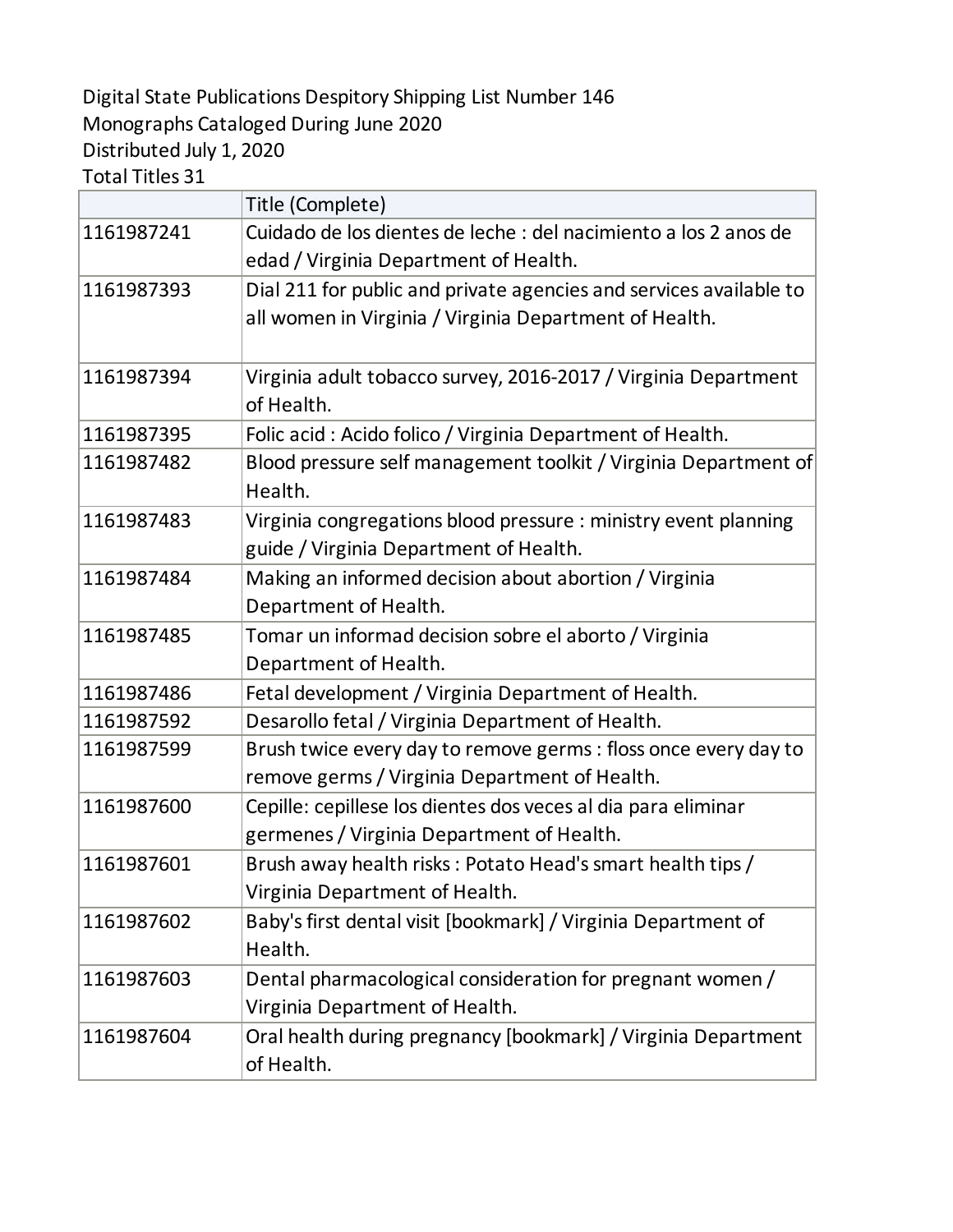Digital State Publications Despitory Shipping List Number 146
Monographs Cataloged During June 2020
Distributed July 1, 2020
Total Titles 31

| | Title (Complete) |
|---|---|
| 1161987241 | Cuidado de los dientes de leche : del nacimiento a los 2 anos de edad / Virginia Department of Health. |
| 1161987393 | Dial 211 for public and private agencies and services available to all women in Virginia / Virginia Department of Health. |
| 1161987394 | Virginia adult tobacco survey, 2016-2017 / Virginia Department of Health. |
| 1161987395 | Folic acid : Acido folico / Virginia Department of Health. |
| 1161987482 | Blood pressure self management toolkit / Virginia Department of Health. |
| 1161987483 | Virginia congregations blood pressure : ministry event planning guide / Virginia Department of Health. |
| 1161987484 | Making an informed decision about abortion / Virginia Department of Health. |
| 1161987485 | Tomar un informad decision sobre el aborto / Virginia Department of Health. |
| 1161987486 | Fetal development / Virginia Department of Health. |
| 1161987592 | Desarollo fetal / Virginia Department of Health. |
| 1161987599 | Brush twice every day to remove germs : floss once every day to remove germs / Virginia Department of Health. |
| 1161987600 | Cepille: cepillese los dientes dos veces al dia para eliminar germenes / Virginia Department of Health. |
| 1161987601 | Brush away health risks : Potato Head's smart health tips / Virginia Department of Health. |
| 1161987602 | Baby's first dental visit [bookmark] / Virginia Department of Health. |
| 1161987603 | Dental pharmacological consideration for pregnant women / Virginia Department of Health. |
| 1161987604 | Oral health during pregnancy [bookmark] / Virginia Department of Health. |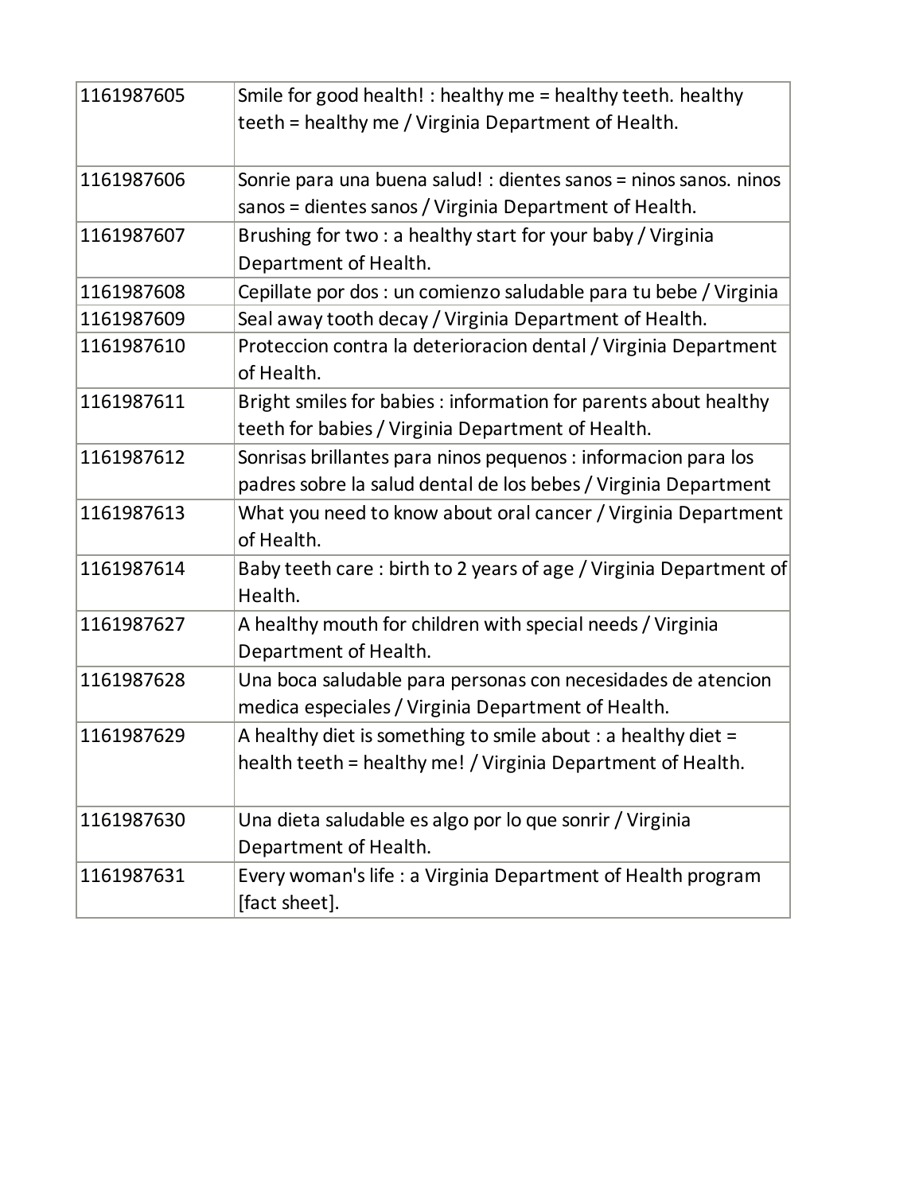| | |
|---|---|
| 1161987605 | Smile for good health! : healthy me = healthy teeth. healthy teeth = healthy me / Virginia Department of Health. |
| 1161987606 | Sonrie para una buena salud! : dientes sanos = ninos sanos. ninos sanos = dientes sanos / Virginia Department of Health. |
| 1161987607 | Brushing for two : a healthy start for your baby / Virginia Department of Health. |
| 1161987608 | Cepillate por dos : un comienzo saludable para tu bebe / Virginia |
| 1161987609 | Seal away tooth decay / Virginia Department of Health. |
| 1161987610 | Proteccion contra la deterioracion dental / Virginia Department of Health. |
| 1161987611 | Bright smiles for babies : information for parents about healthy teeth for babies / Virginia Department of Health. |
| 1161987612 | Sonrisas brillantes para ninos pequenos : informacion para los padres sobre la salud dental de los bebes / Virginia Department |
| 1161987613 | What you need to know about oral cancer / Virginia Department of Health. |
| 1161987614 | Baby teeth care : birth to 2 years of age / Virginia Department of Health. |
| 1161987627 | A healthy mouth for children with special needs / Virginia Department of Health. |
| 1161987628 | Una boca saludable para personas con necesidades de atencion medica especiales / Virginia Department of Health. |
| 1161987629 | A healthy diet is something to smile about : a healthy diet = health teeth = healthy me! / Virginia Department of Health. |
| 1161987630 | Una dieta saludable es algo por lo que sonrir / Virginia Department of Health. |
| 1161987631 | Every woman's life : a Virginia Department of Health program [fact sheet]. |